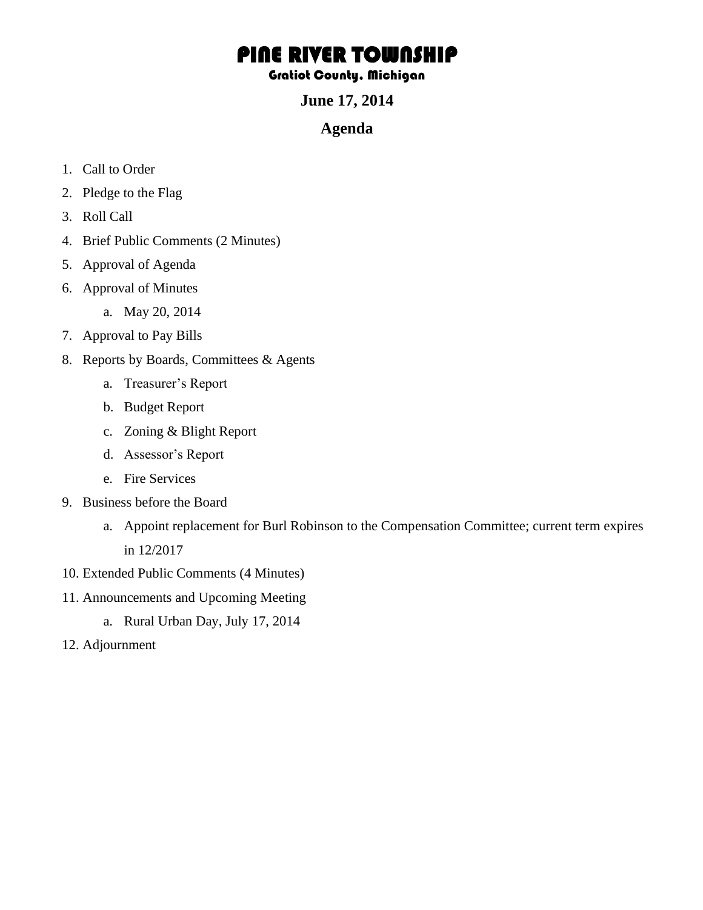# PINE RIVER TOWNSHIP

### Gratiot County, Michigan

**June 17, 2014**

## Agenda

1. Call to Order
2. Pledge to the Flag
3. Roll Call
4. Brief Public Comments (2 Minutes)
5. Approval of Agenda
6. Approval of Minutes
    a. May 20, 2014
7. Approval to Pay Bills
8. Reports by Boards, Committees & Agents
    a. Treasurer's Report
    b. Budget Report
    c. Zoning & Blight Report
    d. Assessor's Report
    e. Fire Services
9. Business before the Board
    a. Appoint replacement for Burl Robinson to the Compensation Committee; current term expires in 12/2017
10. Extended Public Comments (4 Minutes)
11. Announcements and Upcoming Meeting
    a. Rural Urban Day, July 17, 2014
12. Adjournment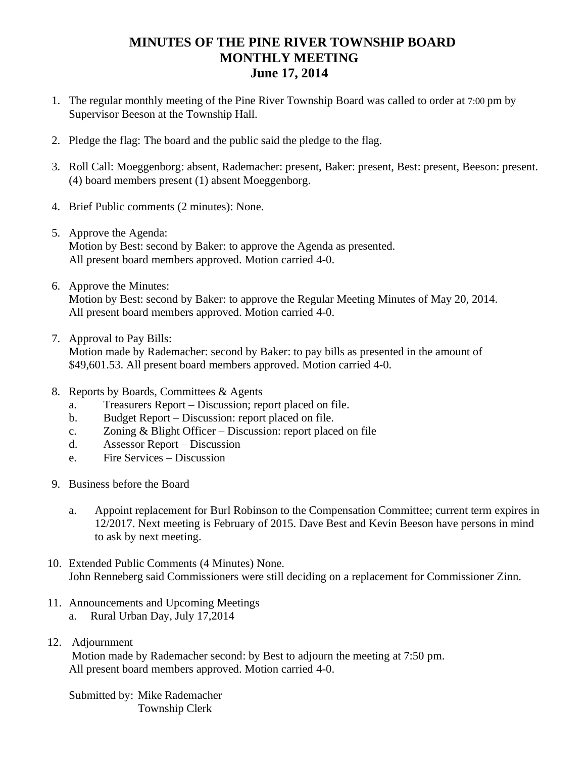# MINUTES OF THE PINE RIVER TOWNSHIP BOARD MONTHLY MEETING June 17, 2014

1. The regular monthly meeting of the Pine River Township Board was called to order at 7:00 pm by Supervisor Beeson at the Township Hall.

2. Pledge the flag: The board and the public said the pledge to the flag.

3. Roll Call: Moeggenborg: absent, Rademacher: present, Baker: present, Best: present, Beeson: present. (4) board members present (1) absent Moeggenborg.

4. Brief Public comments (2 minutes): None.

5. Approve the Agenda:
   Motion by Best: second by Baker: to approve the Agenda as presented.
   All present board members approved. Motion carried 4-0.

6. Approve the Minutes:
   Motion by Best: second by Baker: to approve the Regular Meeting Minutes of May 20, 2014.
   All present board members approved. Motion carried 4-0.

7. Approval to Pay Bills:
   Motion made by Rademacher: second by Baker: to pay bills as presented in the amount of $49,601.53. All present board members approved. Motion carried 4-0.

8. Reports by Boards, Committees & Agents
   a. Treasurers Report – Discussion; report placed on file.
   b. Budget Report – Discussion: report placed on file.
   c. Zoning & Blight Officer – Discussion: report placed on file
   d. Assessor Report – Discussion
   e. Fire Services – Discussion

9. Business before the Board

   a. Appoint replacement for Burl Robinson to the Compensation Committee; current term expires in 12/2017. Next meeting is February of 2015. Dave Best and Kevin Beeson have persons in mind to ask by next meeting.

10. Extended Public Comments (4 Minutes) None.
    John Renneberg said Commissioners were still deciding on a replacement for Commissioner Zinn.

11. Announcements and Upcoming Meetings
    a. Rural Urban Day, July 17,2014

12. Adjournment
    Motion made by Rademacher second: by Best to adjourn the meeting at 7:50 pm.
    All present board members approved. Motion carried 4-0.

Submitted by: Mike Rademacher
Township Clerk